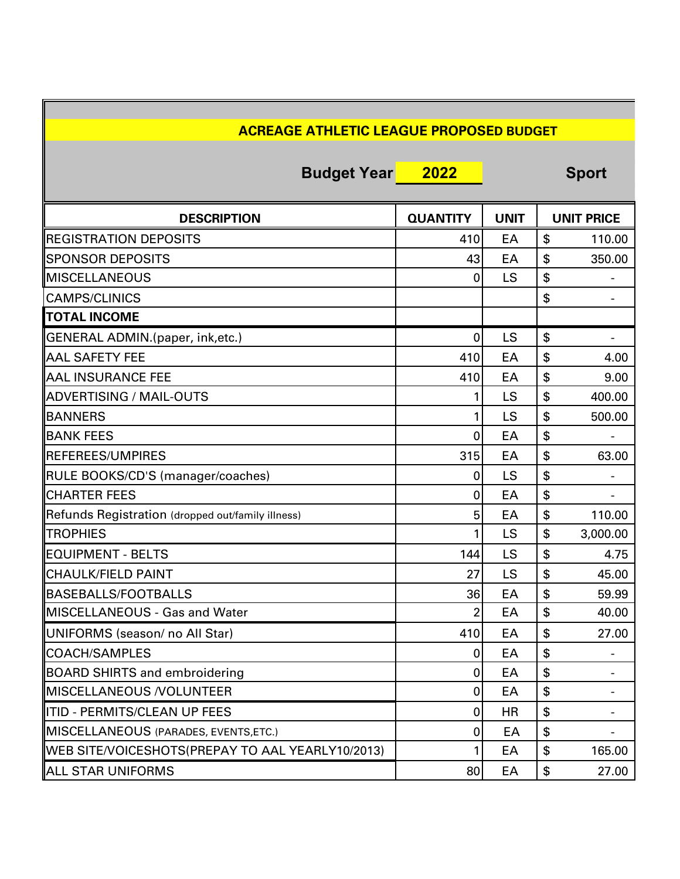## ACREAGE ATHLETIC LEAGUE PROPOSED BUDGET

**Budget Year** **2022** **Sport**

| DESCRIPTION | QUANTITY | UNIT | UNIT PRICE |
|---|---|---|---|
| REGISTRATION DEPOSITS | 410 | EA | $ 110.00 |
| SPONSOR DEPOSITS | 43 | EA | $ 350.00 |
| MISCELLANEOUS | 0 | LS | $ - |
| CAMPS/CLINICS | | | $ - |
| **TOTAL INCOME** | | | |
| GENERAL ADMIN.(paper, ink,etc.) | 0 | LS | $ - |
| AAL SAFETY FEE | 410 | EA | $ 4.00 |
| AAL INSURANCE FEE | 410 | EA | $ 9.00 |
| ADVERTISING / MAIL-OUTS | 1 | LS | $ 400.00 |
| BANNERS | 1 | LS | $ 500.00 |
| BANK FEES | 0 | EA | $ - |
| REFEREES/UMPIRES | 315 | EA | $ 63.00 |
| RULE BOOKS/CD'S (manager/coaches) | 0 | LS | $ - |
| CHARTER FEES | 0 | EA | $ - |
| Refunds Registration (dropped out/family illness) | 5 | EA | $ 110.00 |
| TROPHIES | 1 | LS | $ 3,000.00 |
| EQUIPMENT - BELTS | 144 | LS | $ 4.75 |
| CHAULK/FIELD PAINT | 27 | LS | $ 45.00 |
| BASEBALLS/FOOTBALLS | 36 | EA | $ 59.99 |
| MISCELLANEOUS - Gas and Water | 2 | EA | $ 40.00 |
| UNIFORMS (season/ no All Star) | 410 | EA | $ 27.00 |
| COACH/SAMPLES | 0 | EA | $ - |
| BOARD SHIRTS and embroidering | 0 | EA | $ - |
| MISCELLANEOUS /VOLUNTEER | 0 | EA | $ - |
| ITID - PERMITS/CLEAN UP FEES | 0 | HR | $ - |
| MISCELLANEOUS (PARADES, EVENTS,ETC.) | 0 | EA | $ - |
| WEB SITE/VOICESHOTS(PREPAY TO AAL YEARLY10/2013) | 1 | EA | $ 165.00 |
| ALL STAR UNIFORMS | 80 | EA | $ 27.00 |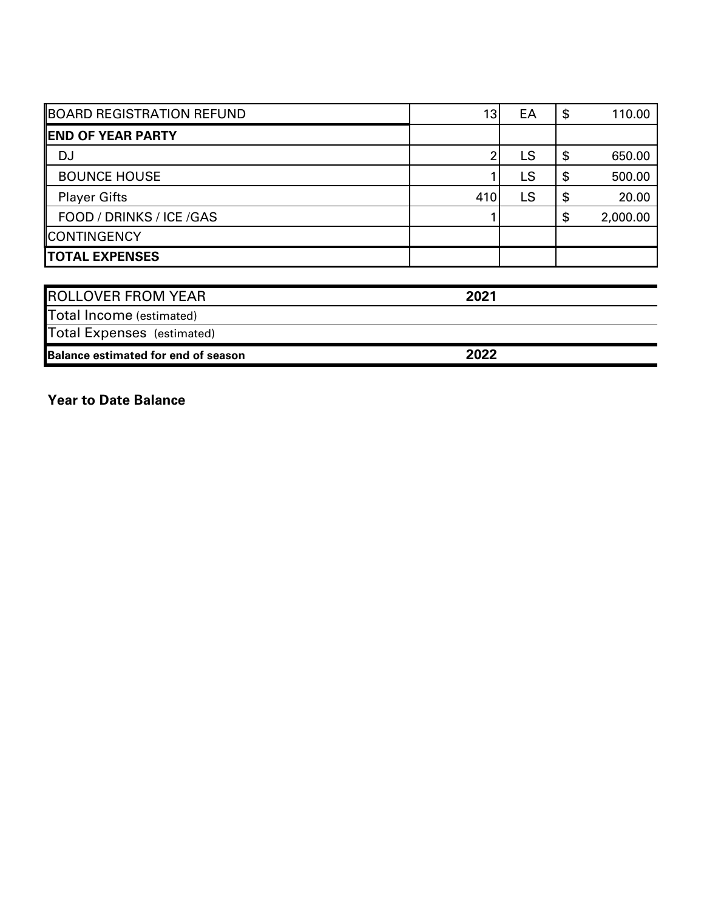| | | | |
|---|---|---|---|
| BOARD REGISTRATION REFUND | 13 | EA | $ 110.00 |
| **END OF YEAR PARTY** | | | |
| DJ | 2 | LS | $ 650.00 |
| BOUNCE HOUSE | 1 | LS | $ 500.00 |
| Player Gifts | 410 | LS | $ 20.00 |
| FOOD / DRINKS / ICE /GAS | 1 | | $ 2,000.00 |
| CONTINGENCY | | | |
| **TOTAL EXPENSES** | | | |

| | |
|---|---|
| ROLLOVER FROM YEAR | **2021** |
| Total Income (estimated) | |
| Total Expenses (estimated) | |
| **Balance estimated for end of season** | **2022** |

**Year to Date Balance**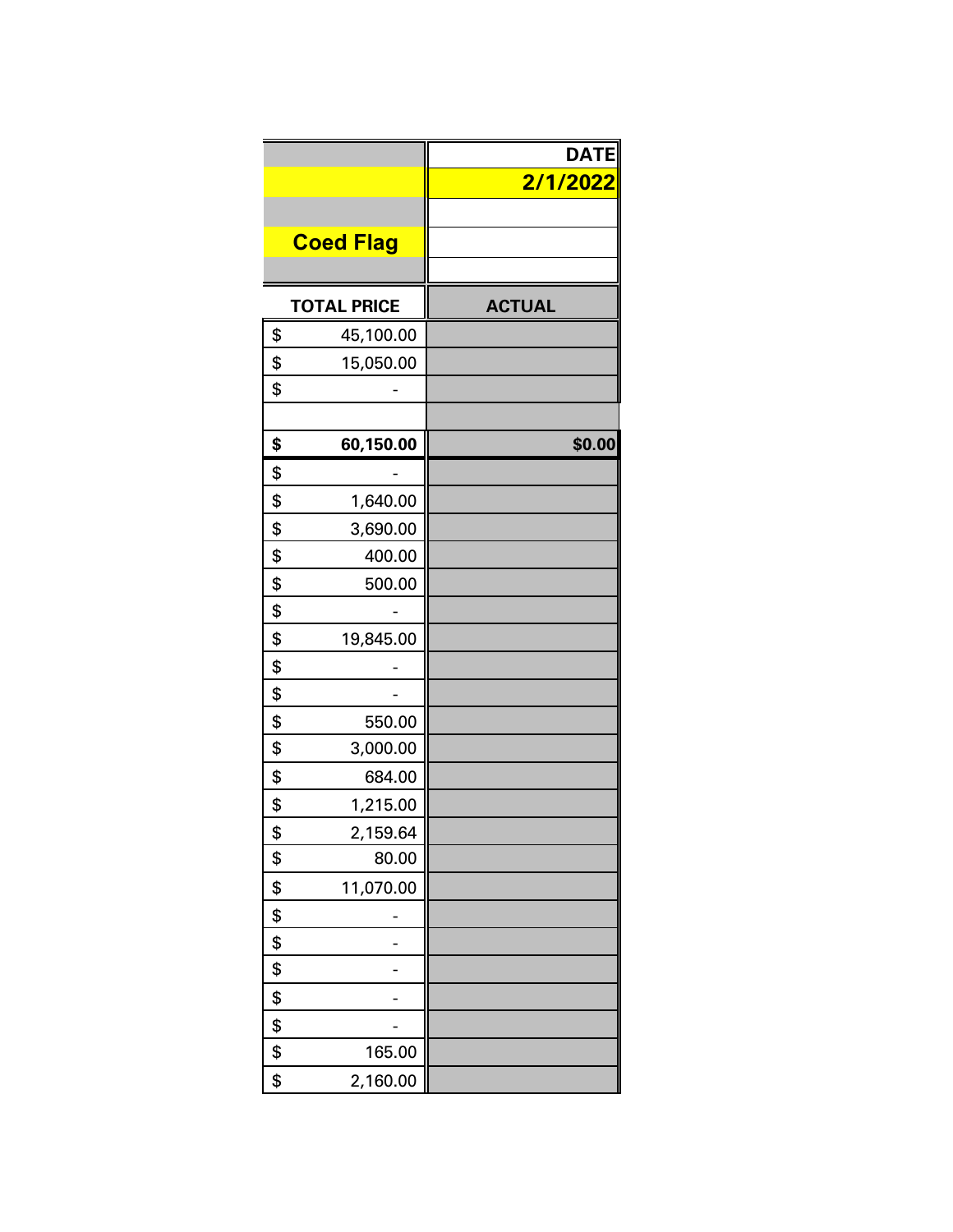| | DATE |
|---|---|
| | 2/1/2022 |
| | |
| **Coed Flag** | |
| | |
| **TOTAL PRICE** | **ACTUAL** |
| $ 45,100.00 | |
| $ 15,050.00 | |
| $ - | |
| | |
| **$ 60,150.00** | **$0.00** |
| $ - | |
| $ 1,640.00 | |
| $ 3,690.00 | |
| $ 400.00 | |
| $ 500.00 | |
| $ - | |
| $ 19,845.00 | |
| $ - | |
| $ - | |
| $ 550.00 | |
| $ 3,000.00 | |
| $ 684.00 | |
| $ 1,215.00 | |
| $ 2,159.64 | |
| $ 80.00 | |
| $ 11,070.00 | |
| $ - | |
| $ - | |
| $ - | |
| $ - | |
| $ - | |
| $ 165.00 | |
| $ 2,160.00 | |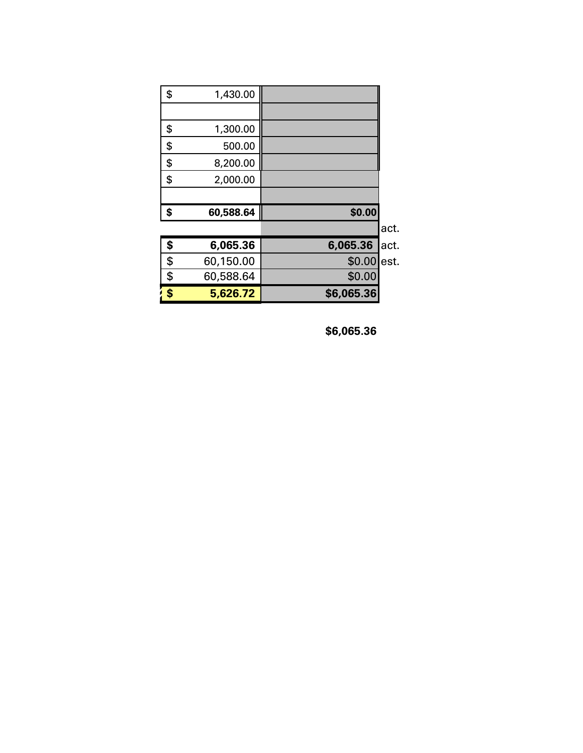| | | |
|---|---|---|
| $ 1,430.00 | | |
| | | |
| $ 1,300.00 | | |
| $ 500.00 | | |
| $ 8,200.00 | | |
| $ 2,000.00 | | |
| | | |
| **$ 60,588.64** | **$0.00** | |
| | | act. |
| **$ 6,065.36** | **6,065.36** | act. |
| $ 60,150.00 | $0.00 | est. |
| $ 60,588.64 | $0.00 | |
| **$ 5,626.72** | **$6,065.36** | |

**$6,065.36**